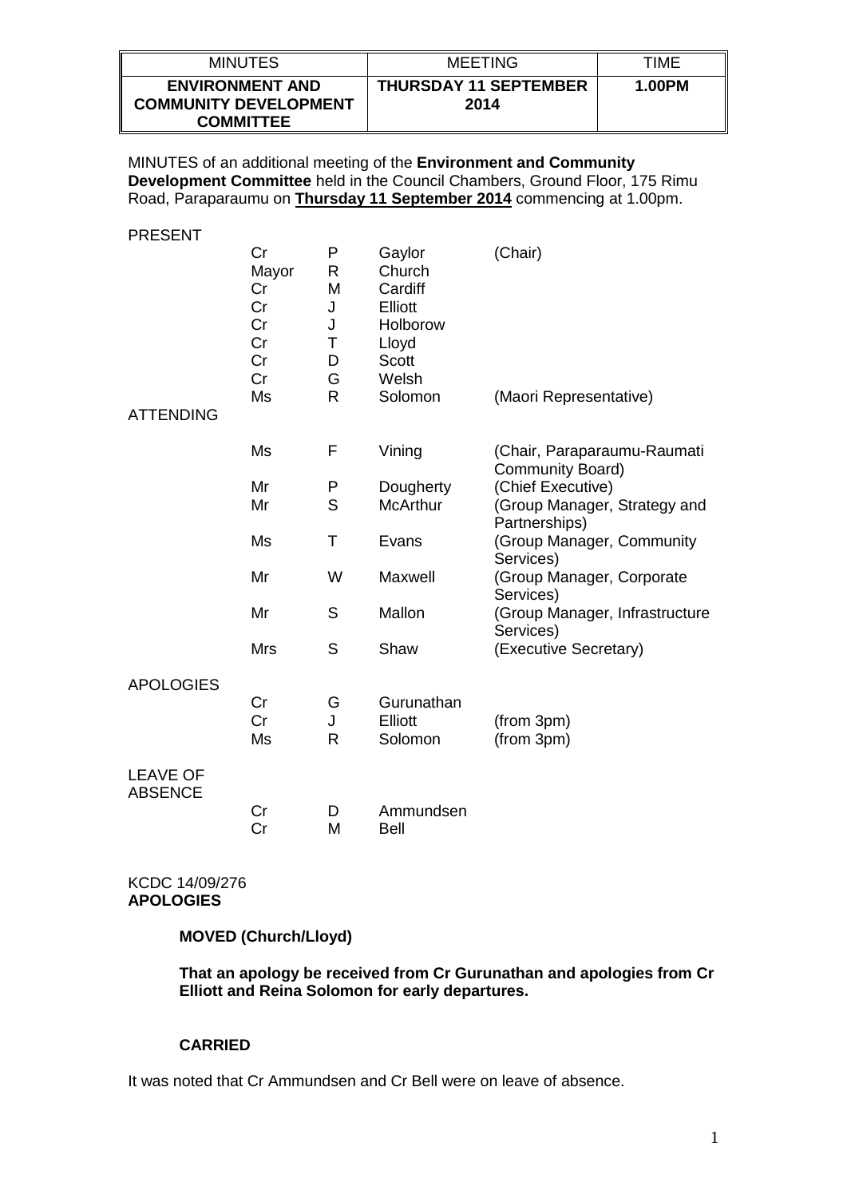| MINUTES | MEETING | TIME |
| --- | --- | --- |
| **ENVIRONMENT AND COMMUNITY DEVELOPMENT COMMITTEE** | **THURSDAY 11 SEPTEMBER 2014** | **1.00PM** |

MINUTES of an additional meeting of the **Environment and Community Development Committee** held in the Council Chambers, Ground Floor, 175 Rimu Road, Paraparaumu on **Thursday 11 September 2014** commencing at 1.00pm.

PRESENT

| | | | | |
| --- | --- | --- | --- | --- |
| | Cr | P | Gaylor | (Chair) |
| | Mayor | R | Church | |
| | Cr | M | Cardiff | |
| | Cr | J | Elliott | |
| | Cr | J | Holborow | |
| | Cr | T | Lloyd | |
| | Cr | D | Scott | |
| | Cr | G | Welsh | |
| | Ms | R | Solomon | (Maori Representative) |
| ATTENDING | | | | |
| | Ms | F | Vining | (Chair, Paraparaumu-Raumati Community Board) |
| | Mr | P | Dougherty | (Chief Executive) |
| | Mr | S | McArthur | (Group Manager, Strategy and Partnerships) |
| | Ms | T | Evans | (Group Manager, Community Services) |
| | Mr | W | Maxwell | (Group Manager, Corporate Services) |
| | Mr | S | Mallon | (Group Manager, Infrastructure Services) |
| | Mrs | S | Shaw | (Executive Secretary) |
| APOLOGIES | | | | |
| | Cr | G | Gurunathan | |
| | Cr | J | Elliott | (from 3pm) |
| | Ms | R | Solomon | (from 3pm) |
| LEAVE OF ABSENCE | | | | |
| | Cr | D | Ammundsen | |
| | Cr | M | Bell | |

KCDC 14/09/276
**APOLOGIES**

**MOVED (Church/Lloyd)**

**That an apology be received from Cr Gurunathan and apologies from Cr Elliott and Reina Solomon for early departures.**

**CARRIED**

It was noted that Cr Ammundsen and Cr Bell were on leave of absence.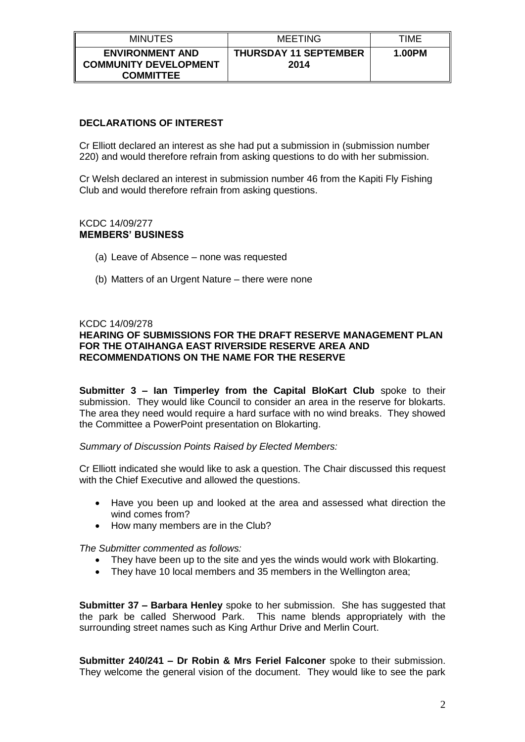| MINUTES | MEETING | TIME |
| --- | --- | --- |
| **ENVIRONMENT AND COMMUNITY DEVELOPMENT COMMITTEE** | **THURSDAY 11 SEPTEMBER 2014** | **1.00PM** |

**DECLARATIONS OF INTEREST**

Cr Elliott declared an interest as she had put a submission in (submission number 220) and would therefore refrain from asking questions to do with her submission.

Cr Welsh declared an interest in submission number 46 from the Kapiti Fly Fishing Club and would therefore refrain from asking questions.

KCDC 14/09/277
**MEMBERS' BUSINESS**

(a) Leave of Absence – none was requested

(b) Matters of an Urgent Nature – there were none

KCDC 14/09/278
**HEARING OF SUBMISSIONS FOR THE DRAFT RESERVE MANAGEMENT PLAN FOR THE OTAIHANGA EAST RIVERSIDE RESERVE AREA AND RECOMMENDATIONS ON THE NAME FOR THE RESERVE**

**Submitter 3 – Ian Timperley from the Capital BloKart Club** spoke to their submission. They would like Council to consider an area in the reserve for blokarts. The area they need would require a hard surface with no wind breaks. They showed the Committee a PowerPoint presentation on Blokarting.

*Summary of Discussion Points Raised by Elected Members:*

Cr Elliott indicated she would like to ask a question. The Chair discussed this request with the Chief Executive and allowed the questions.

- Have you been up and looked at the area and assessed what direction the wind comes from?
- How many members are in the Club?

*The Submitter commented as follows:*

- They have been up to the site and yes the winds would work with Blokarting.
- They have 10 local members and 35 members in the Wellington area;

**Submitter 37 – Barbara Henley** spoke to her submission. She has suggested that the park be called Sherwood Park. This name blends appropriately with the surrounding street names such as King Arthur Drive and Merlin Court.

**Submitter 240/241 – Dr Robin & Mrs Feriel Falconer** spoke to their submission. They welcome the general vision of the document. They would like to see the park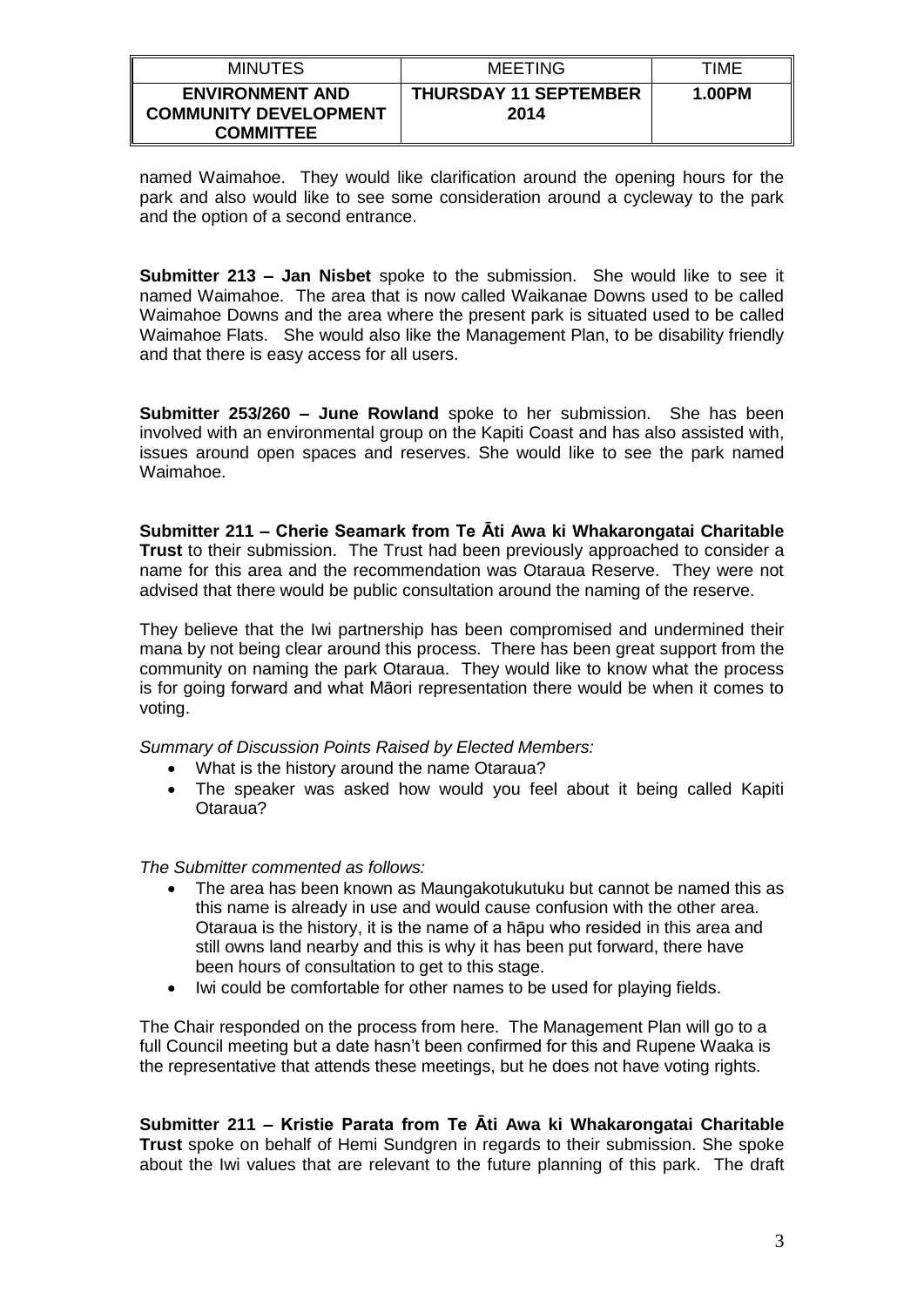named Waimahoe. They would like clarification around the opening hours for the park and also would like to see some consideration around a cycleway to the park and the option of a second entrance.

**Submitter 213 – Jan Nisbet** spoke to the submission. She would like to see it named Waimahoe. The area that is now called Waikanae Downs used to be called Waimahoe Downs and the area where the present park is situated used to be called Waimahoe Flats. She would also like the Management Plan, to be disability friendly and that there is easy access for all users.

**Submitter 253/260 – June Rowland** spoke to her submission. She has been involved with an environmental group on the Kapiti Coast and has also assisted with, issues around open spaces and reserves. She would like to see the park named Waimahoe.

**Submitter 211 – Cherie Seamark from Te Āti Awa ki Whakarongatai Charitable Trust** to their submission. The Trust had been previously approached to consider a name for this area and the recommendation was Otaraua Reserve. They were not advised that there would be public consultation around the naming of the reserve.

They believe that the Iwi partnership has been compromised and undermined their mana by not being clear around this process. There has been great support from the community on naming the park Otaraua. They would like to know what the process is for going forward and what Māori representation there would be when it comes to voting.

*Summary of Discussion Points Raised by Elected Members:*

- What is the history around the name Otaraua?
- The speaker was asked how would you feel about it being called Kapiti Otaraua?

*The Submitter commented as follows:*

- The area has been known as Maungakotukutuku but cannot be named this as this name is already in use and would cause confusion with the other area. Otaraua is the history, it is the name of a hāpu who resided in this area and still owns land nearby and this is why it has been put forward, there have been hours of consultation to get to this stage.
- Iwi could be comfortable for other names to be used for playing fields.

The Chair responded on the process from here. The Management Plan will go to a full Council meeting but a date hasn't been confirmed for this and Rupene Waaka is the representative that attends these meetings, but he does not have voting rights.

**Submitter 211 – Kristie Parata from Te Āti Awa ki Whakarongatai Charitable Trust** spoke on behalf of Hemi Sundgren in regards to their submission. She spoke about the Iwi values that are relevant to the future planning of this park. The draft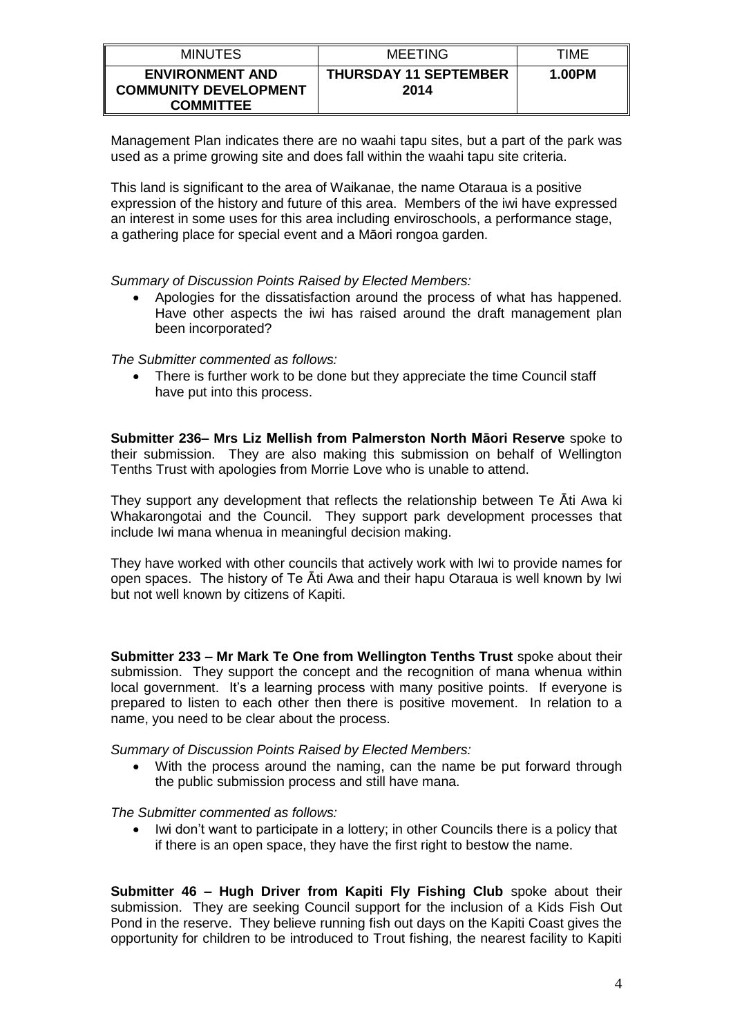Management Plan indicates there are no waahi tapu sites, but a part of the park was used as a prime growing site and does fall within the waahi tapu site criteria.

This land is significant to the area of Waikanae, the name Otaraua is a positive expression of the history and future of this area. Members of the iwi have expressed an interest in some uses for this area including enviroschools, a performance stage, a gathering place for special event and a Māori rongoa garden.

*Summary of Discussion Points Raised by Elected Members:*

- Apologies for the dissatisfaction around the process of what has happened. Have other aspects the iwi has raised around the draft management plan been incorporated?

*The Submitter commented as follows:*

- There is further work to be done but they appreciate the time Council staff have put into this process.

**Submitter 236– Mrs Liz Mellish from Palmerston North Māori Reserve** spoke to their submission. They are also making this submission on behalf of Wellington Tenths Trust with apologies from Morrie Love who is unable to attend.

They support any development that reflects the relationship between Te Āti Awa ki Whakarongotai and the Council. They support park development processes that include Iwi mana whenua in meaningful decision making.

They have worked with other councils that actively work with Iwi to provide names for open spaces. The history of Te Āti Awa and their hapu Otaraua is well known by Iwi but not well known by citizens of Kapiti.

**Submitter 233 – Mr Mark Te One from Wellington Tenths Trust** spoke about their submission. They support the concept and the recognition of mana whenua within local government. It's a learning process with many positive points. If everyone is prepared to listen to each other then there is positive movement. In relation to a name, you need to be clear about the process.

*Summary of Discussion Points Raised by Elected Members:*

- With the process around the naming, can the name be put forward through the public submission process and still have mana.

*The Submitter commented as follows:*

- Iwi don't want to participate in a lottery; in other Councils there is a policy that if there is an open space, they have the first right to bestow the name.

**Submitter 46 – Hugh Driver from Kapiti Fly Fishing Club** spoke about their submission. They are seeking Council support for the inclusion of a Kids Fish Out Pond in the reserve. They believe running fish out days on the Kapiti Coast gives the opportunity for children to be introduced to Trout fishing, the nearest facility to Kapiti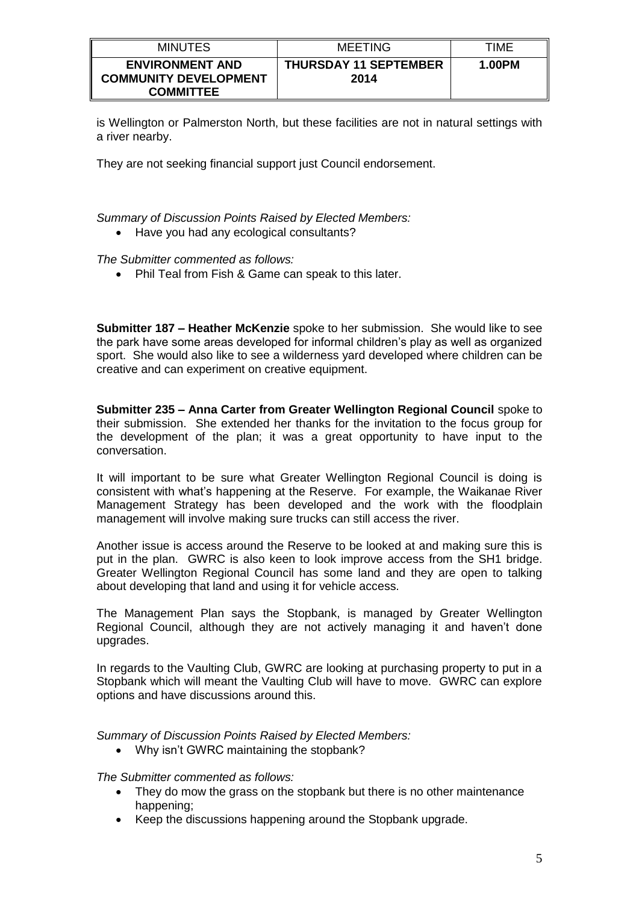is Wellington or Palmerston North, but these facilities are not in natural settings with a river nearby.

They are not seeking financial support just Council endorsement.

*Summary of Discussion Points Raised by Elected Members:*

- Have you had any ecological consultants?

*The Submitter commented as follows:*

- Phil Teal from Fish & Game can speak to this later.

**Submitter 187 – Heather McKenzie** spoke to her submission. She would like to see the park have some areas developed for informal children's play as well as organized sport. She would also like to see a wilderness yard developed where children can be creative and can experiment on creative equipment.

**Submitter 235 – Anna Carter from Greater Wellington Regional Council** spoke to their submission. She extended her thanks for the invitation to the focus group for the development of the plan; it was a great opportunity to have input to the conversation.

It will important to be sure what Greater Wellington Regional Council is doing is consistent with what's happening at the Reserve. For example, the Waikanae River Management Strategy has been developed and the work with the floodplain management will involve making sure trucks can still access the river.

Another issue is access around the Reserve to be looked at and making sure this is put in the plan. GWRC is also keen to look improve access from the SH1 bridge. Greater Wellington Regional Council has some land and they are open to talking about developing that land and using it for vehicle access.

The Management Plan says the Stopbank, is managed by Greater Wellington Regional Council, although they are not actively managing it and haven't done upgrades.

In regards to the Vaulting Club, GWRC are looking at purchasing property to put in a Stopbank which will meant the Vaulting Club will have to move. GWRC can explore options and have discussions around this.

*Summary of Discussion Points Raised by Elected Members:*

- Why isn't GWRC maintaining the stopbank?

*The Submitter commented as follows:*

- They do mow the grass on the stopbank but there is no other maintenance happening;
- Keep the discussions happening around the Stopbank upgrade.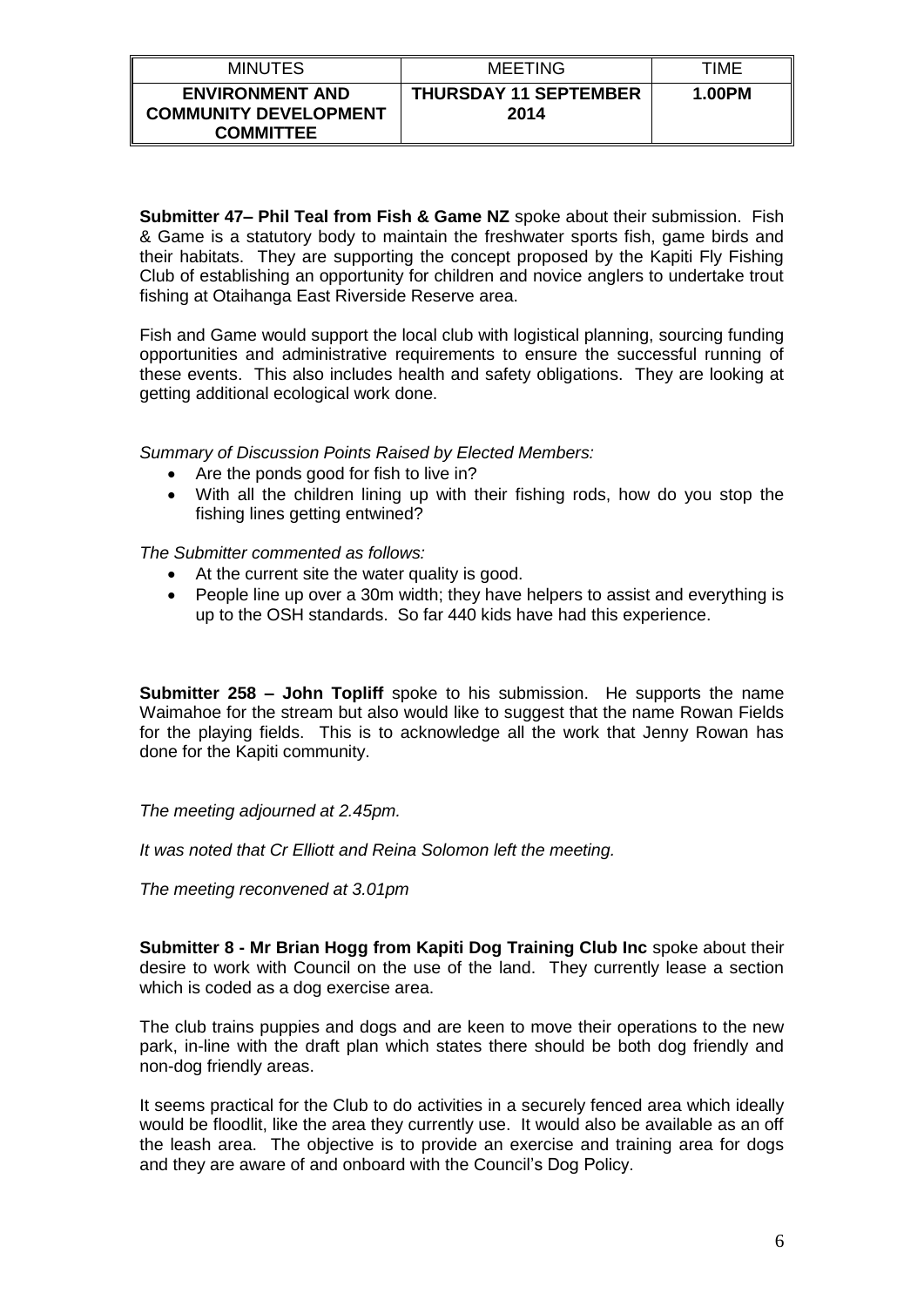| MINUTES | MEETING | TIME |
|---|---|---|
| **ENVIRONMENT AND COMMUNITY DEVELOPMENT COMMITTEE** | **THURSDAY 11 SEPTEMBER 2014** | **1.00PM** |

**Submitter 47– Phil Teal from Fish & Game NZ** spoke about their submission. Fish & Game is a statutory body to maintain the freshwater sports fish, game birds and their habitats. They are supporting the concept proposed by the Kapiti Fly Fishing Club of establishing an opportunity for children and novice anglers to undertake trout fishing at Otaihanga East Riverside Reserve area.

Fish and Game would support the local club with logistical planning, sourcing funding opportunities and administrative requirements to ensure the successful running of these events. This also includes health and safety obligations. They are looking at getting additional ecological work done.

*Summary of Discussion Points Raised by Elected Members:*

- Are the ponds good for fish to live in?
- With all the children lining up with their fishing rods, how do you stop the fishing lines getting entwined?

*The Submitter commented as follows:*

- At the current site the water quality is good.
- People line up over a 30m width; they have helpers to assist and everything is up to the OSH standards. So far 440 kids have had this experience.

**Submitter 258 – John Topliff** spoke to his submission. He supports the name Waimahoe for the stream but also would like to suggest that the name Rowan Fields for the playing fields. This is to acknowledge all the work that Jenny Rowan has done for the Kapiti community.

*The meeting adjourned at 2.45pm.*

*It was noted that Cr Elliott and Reina Solomon left the meeting.*

*The meeting reconvened at 3.01pm*

**Submitter 8 - Mr Brian Hogg from Kapiti Dog Training Club Inc** spoke about their desire to work with Council on the use of the land. They currently lease a section which is coded as a dog exercise area.

The club trains puppies and dogs and are keen to move their operations to the new park, in-line with the draft plan which states there should be both dog friendly and non-dog friendly areas.

It seems practical for the Club to do activities in a securely fenced area which ideally would be floodlit, like the area they currently use. It would also be available as an off the leash area. The objective is to provide an exercise and training area for dogs and they are aware of and onboard with the Council's Dog Policy.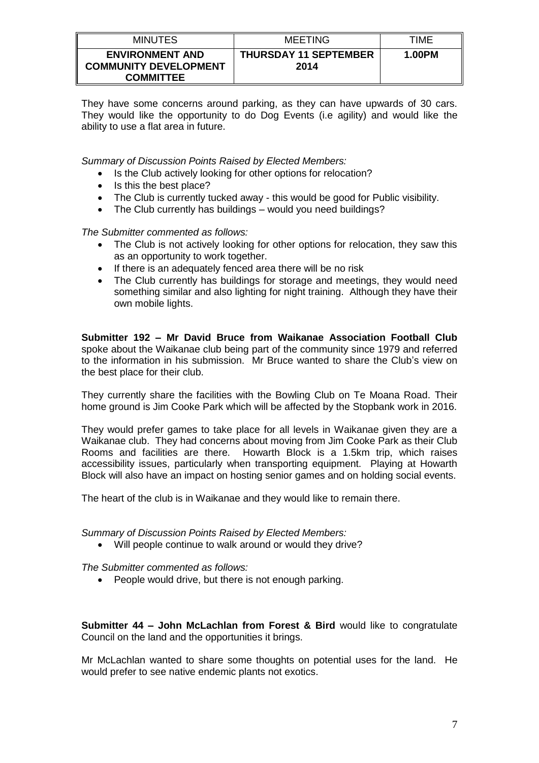They have some concerns around parking, as they can have upwards of 30 cars. They would like the opportunity to do Dog Events (i.e agility) and would like the ability to use a flat area in future.

*Summary of Discussion Points Raised by Elected Members:*

- Is the Club actively looking for other options for relocation?
- Is this the best place?
- The Club is currently tucked away - this would be good for Public visibility.
- The Club currently has buildings – would you need buildings?

*The Submitter commented as follows:*

- The Club is not actively looking for other options for relocation, they saw this as an opportunity to work together.
- If there is an adequately fenced area there will be no risk
- The Club currently has buildings for storage and meetings, they would need something similar and also lighting for night training. Although they have their own mobile lights.

**Submitter 192 – Mr David Bruce from Waikanae Association Football Club** spoke about the Waikanae club being part of the community since 1979 and referred to the information in his submission. Mr Bruce wanted to share the Club's view on the best place for their club.

They currently share the facilities with the Bowling Club on Te Moana Road. Their home ground is Jim Cooke Park which will be affected by the Stopbank work in 2016.

They would prefer games to take place for all levels in Waikanae given they are a Waikanae club. They had concerns about moving from Jim Cooke Park as their Club Rooms and facilities are there. Howarth Block is a 1.5km trip, which raises accessibility issues, particularly when transporting equipment. Playing at Howarth Block will also have an impact on hosting senior games and on holding social events.

The heart of the club is in Waikanae and they would like to remain there.

*Summary of Discussion Points Raised by Elected Members:*

- Will people continue to walk around or would they drive?

*The Submitter commented as follows:*

- People would drive, but there is not enough parking.

**Submitter 44 – John McLachlan from Forest & Bird** would like to congratulate Council on the land and the opportunities it brings.

Mr McLachlan wanted to share some thoughts on potential uses for the land. He would prefer to see native endemic plants not exotics.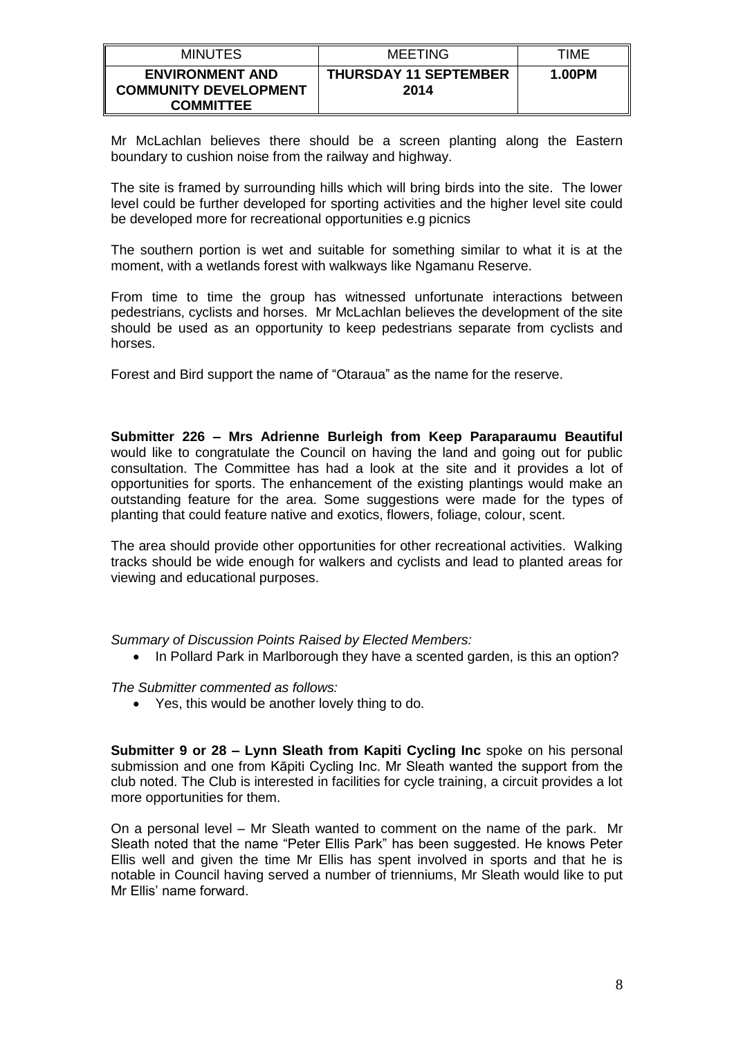Mr McLachlan believes there should be a screen planting along the Eastern boundary to cushion noise from the railway and highway.

The site is framed by surrounding hills which will bring birds into the site. The lower level could be further developed for sporting activities and the higher level site could be developed more for recreational opportunities e.g picnics

The southern portion is wet and suitable for something similar to what it is at the moment, with a wetlands forest with walkways like Ngamanu Reserve.

From time to time the group has witnessed unfortunate interactions between pedestrians, cyclists and horses. Mr McLachlan believes the development of the site should be used as an opportunity to keep pedestrians separate from cyclists and horses.

Forest and Bird support the name of "Otaraua" as the name for the reserve.

**Submitter 226 – Mrs Adrienne Burleigh from Keep Paraparaumu Beautiful** would like to congratulate the Council on having the land and going out for public consultation. The Committee has had a look at the site and it provides a lot of opportunities for sports. The enhancement of the existing plantings would make an outstanding feature for the area. Some suggestions were made for the types of planting that could feature native and exotics, flowers, foliage, colour, scent.

The area should provide other opportunities for other recreational activities. Walking tracks should be wide enough for walkers and cyclists and lead to planted areas for viewing and educational purposes.

*Summary of Discussion Points Raised by Elected Members:*

- In Pollard Park in Marlborough they have a scented garden, is this an option?

*The Submitter commented as follows:*

- Yes, this would be another lovely thing to do.

**Submitter 9 or 28 – Lynn Sleath from Kapiti Cycling Inc** spoke on his personal submission and one from Kāpiti Cycling Inc. Mr Sleath wanted the support from the club noted. The Club is interested in facilities for cycle training, a circuit provides a lot more opportunities for them.

On a personal level – Mr Sleath wanted to comment on the name of the park. Mr Sleath noted that the name "Peter Ellis Park" has been suggested. He knows Peter Ellis well and given the time Mr Ellis has spent involved in sports and that he is notable in Council having served a number of trienniums, Mr Sleath would like to put Mr Ellis' name forward.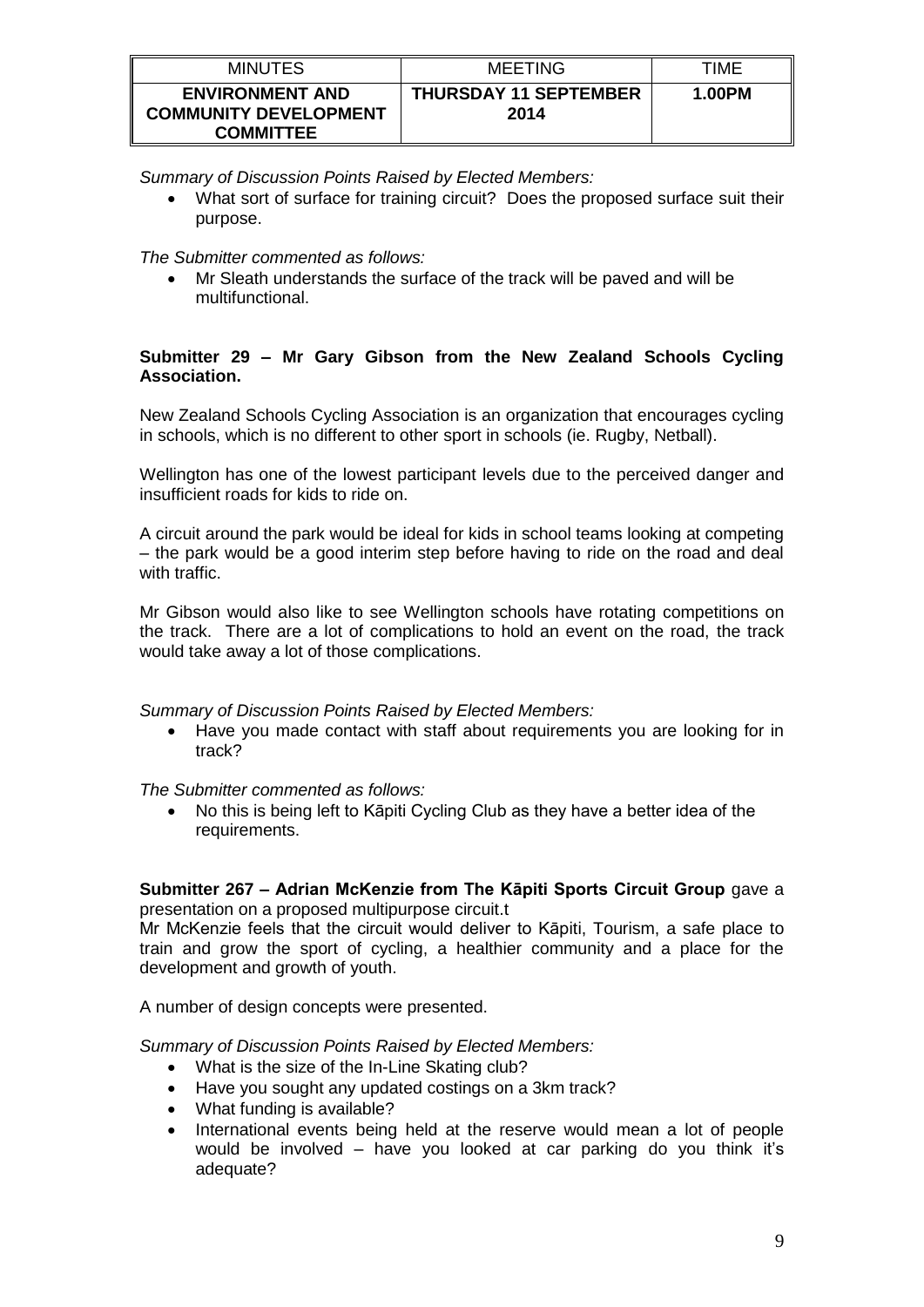*Summary of Discussion Points Raised by Elected Members:*

- What sort of surface for training circuit? Does the proposed surface suit their purpose.

*The Submitter commented as follows:*

- Mr Sleath understands the surface of the track will be paved and will be multifunctional.

**Submitter 29 – Mr Gary Gibson from the New Zealand Schools Cycling Association.**

New Zealand Schools Cycling Association is an organization that encourages cycling in schools, which is no different to other sport in schools (ie. Rugby, Netball).

Wellington has one of the lowest participant levels due to the perceived danger and insufficient roads for kids to ride on.

A circuit around the park would be ideal for kids in school teams looking at competing – the park would be a good interim step before having to ride on the road and deal with traffic.

Mr Gibson would also like to see Wellington schools have rotating competitions on the track. There are a lot of complications to hold an event on the road, the track would take away a lot of those complications.

*Summary of Discussion Points Raised by Elected Members:*

- Have you made contact with staff about requirements you are looking for in track?

*The Submitter commented as follows:*

- No this is being left to Kāpiti Cycling Club as they have a better idea of the requirements.

**Submitter 267 – Adrian McKenzie from The Kāpiti Sports Circuit Group** gave a presentation on a proposed multipurpose circuit.t

Mr McKenzie feels that the circuit would deliver to Kāpiti, Tourism, a safe place to train and grow the sport of cycling, a healthier community and a place for the development and growth of youth.

A number of design concepts were presented.

*Summary of Discussion Points Raised by Elected Members:*

- What is the size of the In-Line Skating club?
- Have you sought any updated costings on a 3km track?
- What funding is available?
- International events being held at the reserve would mean a lot of people would be involved – have you looked at car parking do you think it's adequate?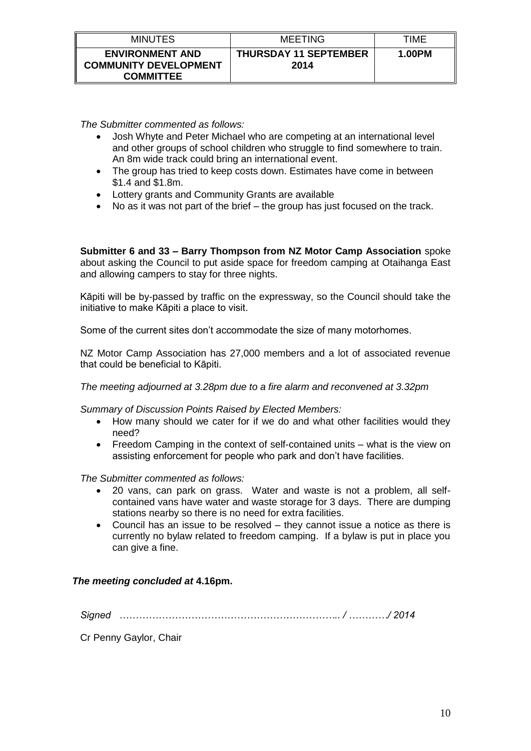*The Submitter commented as follows:*

- Josh Whyte and Peter Michael who are competing at an international level and other groups of school children who struggle to find somewhere to train. An 8m wide track could bring an international event.
- The group has tried to keep costs down. Estimates have come in between $1.4 and $1.8m.
- Lottery grants and Community Grants are available
- No as it was not part of the brief – the group has just focused on the track.

**Submitter 6 and 33 – Barry Thompson from NZ Motor Camp Association** spoke about asking the Council to put aside space for freedom camping at Otaihanga East and allowing campers to stay for three nights.

Kāpiti will be by-passed by traffic on the expressway, so the Council should take the initiative to make Kāpiti a place to visit.

Some of the current sites don't accommodate the size of many motorhomes.

NZ Motor Camp Association has 27,000 members and a lot of associated revenue that could be beneficial to Kāpiti.

*The meeting adjourned at 3.28pm due to a fire alarm and reconvened at 3.32pm*

*Summary of Discussion Points Raised by Elected Members:*

- How many should we cater for if we do and what other facilities would they need?
- Freedom Camping in the context of self-contained units – what is the view on assisting enforcement for people who park and don't have facilities.

*The Submitter commented as follows:*

- 20 vans, can park on grass. Water and waste is not a problem, all self-contained vans have water and waste storage for 3 days. There are dumping stations nearby so there is no need for extra facilities.
- Council has an issue to be resolved – they cannot issue a notice as there is currently no bylaw related to freedom camping. If a bylaw is put in place you can give a fine.

***The meeting concluded at* 4.16pm.**

*Signed ………………………………………………………….. / …………/ 2014*

Cr Penny Gaylor, Chair